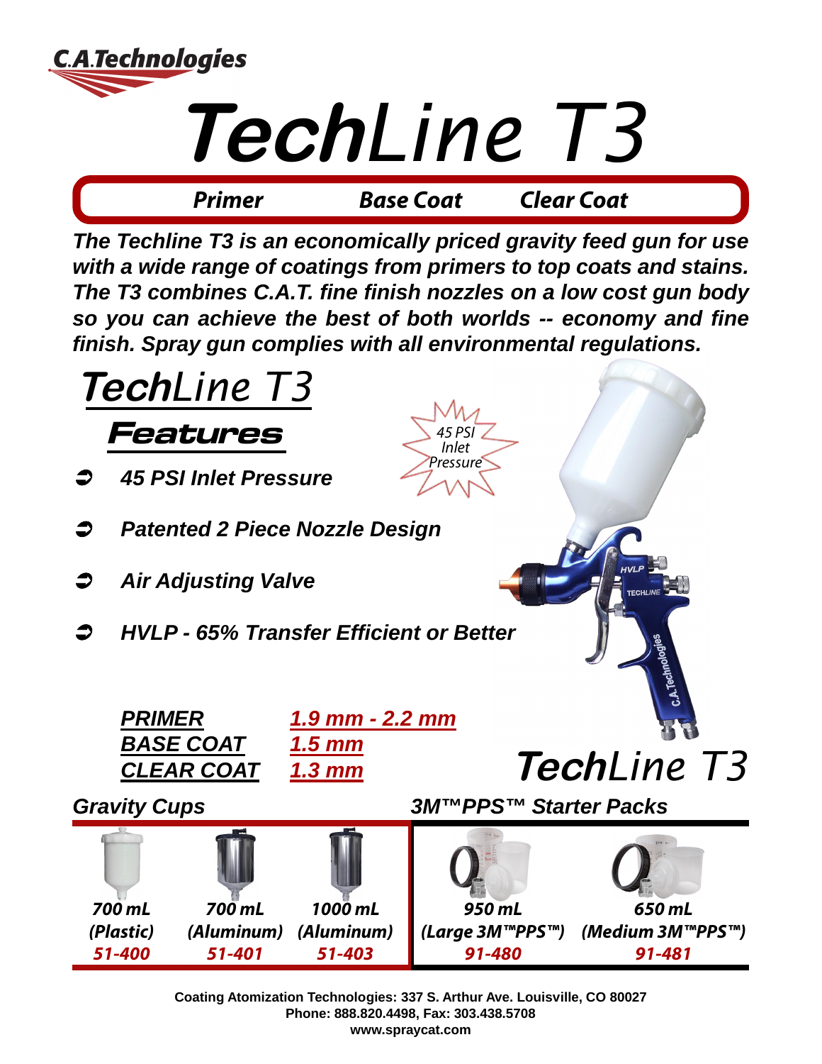# C.A.Technologies

# TechLine T3

**Primer** **Base Coat** **Clear Coat**

***The Techline T3 is an economically priced gravity feed gun for use with a wide range of coatings from primers to top coats and stains. The T3 combines C.A.T. fine finish nozzles on a low cost gun body so you can achieve the best of both worlds -- economy and fine finish. Spray gun complies with all environmental regulations.***

## TechLine T3

### Features

*45 PSI Inlet Pressure*

- ***45 PSI Inlet Pressure***
- ***Patented 2 Piece Nozzle Design***
- ***Air Adjusting Valve***
- ***HVLP - 65% Transfer Efficient or Better***

| | |
|---|---|
| ***PRIMER*** | ***1.9 mm - 2.2 mm*** |
| ***BASE COAT*** | ***1.5 mm*** |
| ***CLEAR COAT*** | ***1.3 mm*** |

## TechLine T3

### Gravity Cups

| 700 mL (Plastic) | 700 mL (Aluminum) | 1000 mL (Aluminum) |
|---|---|---|
| 51-400 | 51-401 | 51-403 |

### 3M™PPS™ Starter Packs

| 950 mL (Large 3M™PPS™) | 650 mL (Medium 3M™PPS™) |
|---|---|
| 91-480 | 91-481 |

**Coating Atomization Technologies: 337 S. Arthur Ave. Louisville, CO 80027**
**Phone: 888.820.4498, Fax: 303.438.5708**
**www.spraycat.com**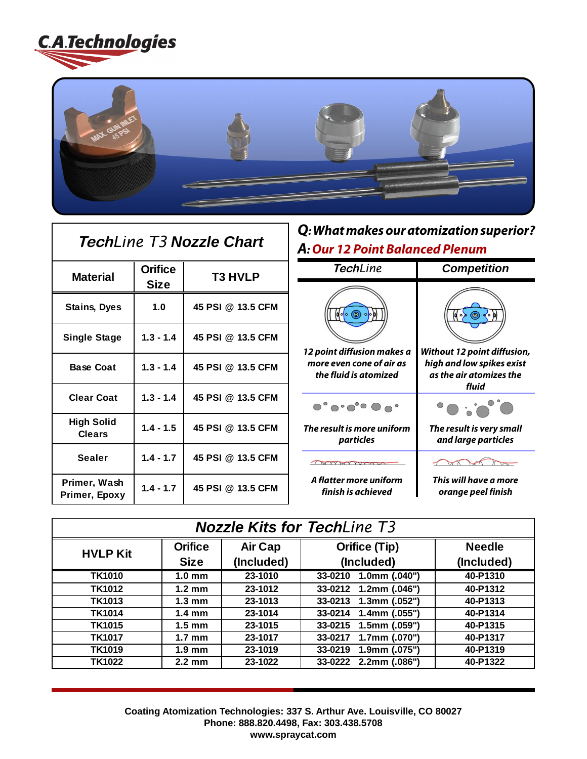C.A.Technologies

## *Tech*Line T3 Nozzle Chart

| Material | Orifice Size | T3 HVLP |
| --- | --- | --- |
| Stains, Dyes | 1.0 | 45 PSI @ 13.5 CFM |
| Single Stage | 1.3 - 1.4 | 45 PSI @ 13.5 CFM |
| Base Coat | 1.3 - 1.4 | 45 PSI @ 13.5 CFM |
| Clear Coat | 1.3 - 1.4 | 45 PSI @ 13.5 CFM |
| High Solid Clears | 1.4 - 1.5 | 45 PSI @ 13.5 CFM |
| Sealer | 1.4 - 1.7 | 45 PSI @ 13.5 CFM |
| Primer, Wash Primer, Epoxy | 1.4 - 1.7 | 45 PSI @ 13.5 CFM |

***Q:* What makes our atomization superior?**

***A:* Our 12 Point Balanced Plenum**

| *Tech*Line | Competition |
| --- | --- |
| *12 point diffusion makes a more even cone of air as the fluid is atomized* | *Without 12 point diffusion, high and low spikes exist as the air atomizes the fluid* |
| *The result is more uniform particles* | *The result is very small and large particles* |
| *A flatter more uniform finish is achieved* | *This will have a more orange peel finish* |

## Nozzle Kits for *Tech*Line T3

| HVLP Kit | Orifice Size | Air Cap (Included) | Orifice (Tip) (Included) | Needle (Included) |
| --- | --- | --- | --- | --- |
| TK1010 | 1.0 mm | 23-1010 | 33-0210 1.0mm (.040") | 40-P1310 |
| TK1012 | 1.2 mm | 23-1012 | 33-0212 1.2mm (.046") | 40-P1312 |
| TK1013 | 1.3 mm | 23-1013 | 33-0213 1.3mm (.052") | 40-P1313 |
| TK1014 | 1.4 mm | 23-1014 | 33-0214 1.4mm (.055") | 40-P1314 |
| TK1015 | 1.5 mm | 23-1015 | 33-0215 1.5mm (.059") | 40-P1315 |
| TK1017 | 1.7 mm | 23-1017 | 33-0217 1.7mm (.070") | 40-P1317 |
| TK1019 | 1.9 mm | 23-1019 | 33-0219 1.9mm (.075") | 40-P1319 |
| TK1022 | 2.2 mm | 23-1022 | 33-0222 2.2mm (.086") | 40-P1322 |

**Coating Atomization Technologies: 337 S. Arthur Ave. Louisville, CO 80027**
**Phone: 888.820.4498, Fax: 303.438.5708**
**www.spraycat.com**